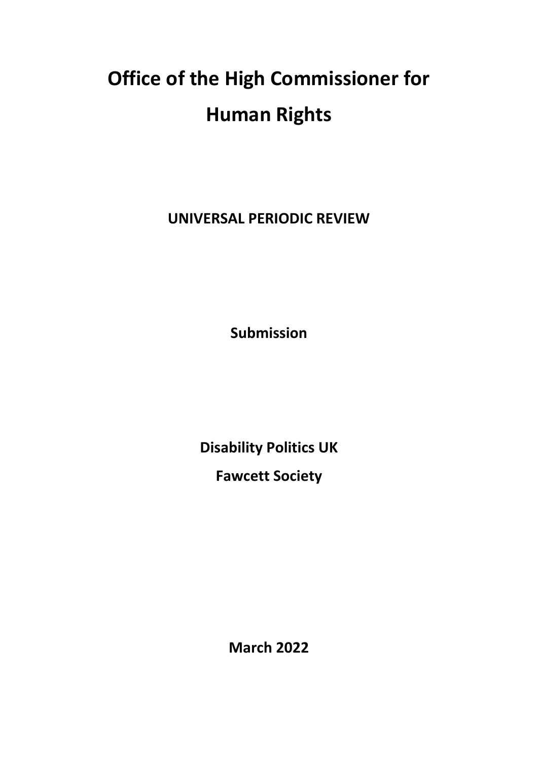# Office of the High Commissioner for Human Rights

**UNIVERSAL PERIODIC REVIEW**

**Submission**

**Disability Politics UK**

**Fawcett Society**

**March 2022**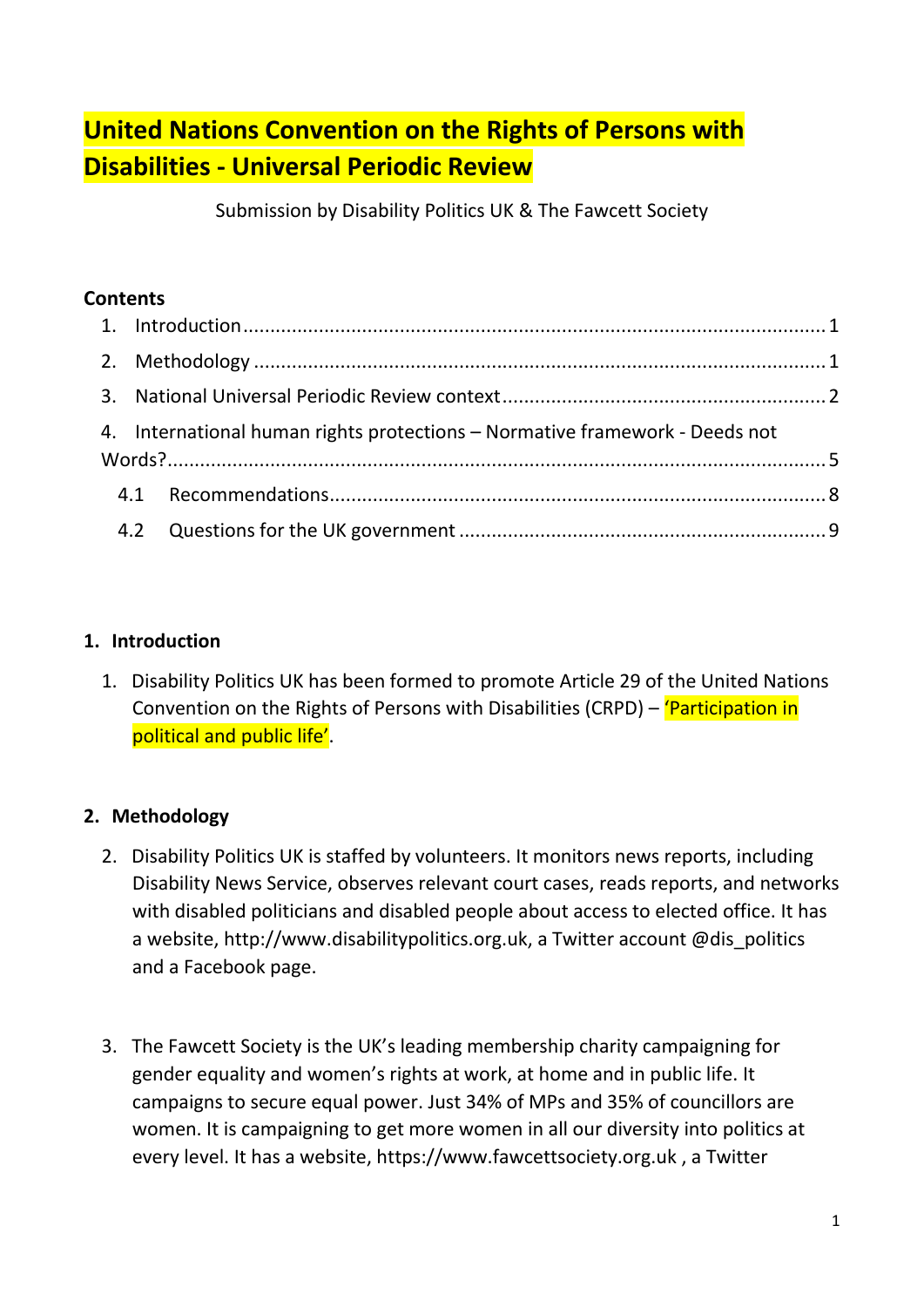# United Nations Convention on the Rights of Persons with Disabilities - Universal Periodic Review

Submission by Disability Politics UK & The Fawcett Society

**Contents**

1. Introduction ........................................................................................................ 1
2. Methodology ....................................................................................................... 1
3. National Universal Periodic Review context ......................................................... 2
4. International human rights protections – Normative framework - Deeds not Words? ...................................................................................................................... 5
    - 4.1 Recommendations ...................................................................................... 8
    - 4.2 Questions for the UK government ................................................................ 9

## 1. Introduction

1. Disability Politics UK has been formed to promote Article 29 of the United Nations Convention on the Rights of Persons with Disabilities (CRPD) – 'Participation in political and public life'.

## 2. Methodology

2. Disability Politics UK is staffed by volunteers. It monitors news reports, including Disability News Service, observes relevant court cases, reads reports, and networks with disabled politicians and disabled people about access to elected office. It has a website, http://www.disabilitypolitics.org.uk, a Twitter account @dis_politics and a Facebook page.

3. The Fawcett Society is the UK's leading membership charity campaigning for gender equality and women's rights at work, at home and in public life. It campaigns to secure equal power. Just 34% of MPs and 35% of councillors are women. It is campaigning to get more women in all our diversity into politics at every level. It has a website, https://www.fawcettsociety.org.uk , a Twitter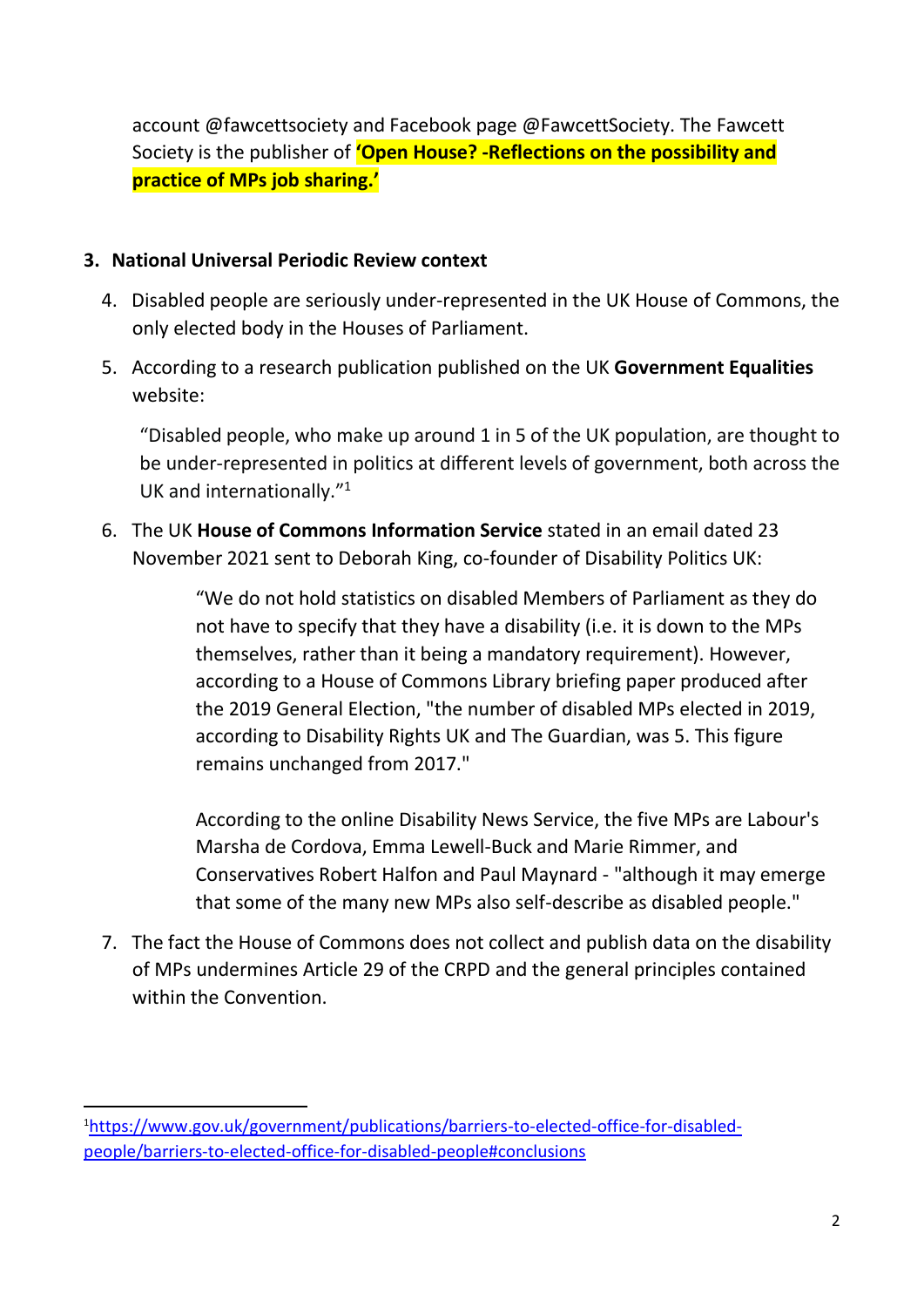account @fawcettsociety and Facebook page @FawcettSociety. The Fawcett Society is the publisher of **'Open House? -Reflections on the possibility and practice of MPs job sharing.'**

## 3. National Universal Periodic Review context

4. Disabled people are seriously under-represented in the UK House of Commons, the only elected body in the Houses of Parliament.

5. According to a research publication published on the UK **Government Equalities** website:

   "Disabled people, who make up around 1 in 5 of the UK population, are thought to be under-represented in politics at different levels of government, both across the UK and internationally."[1]

6. The UK **House of Commons Information Service** stated in an email dated 23 November 2021 sent to Deborah King, co-founder of Disability Politics UK:

   > "We do not hold statistics on disabled Members of Parliament as they do not have to specify that they have a disability (i.e. it is down to the MPs themselves, rather than it being a mandatory requirement). However, according to a House of Commons Library briefing paper produced after the 2019 General Election, "the number of disabled MPs elected in 2019, according to Disability Rights UK and The Guardian, was 5. This figure remains unchanged from 2017."
   >
   > According to the online Disability News Service, the five MPs are Labour's Marsha de Cordova, Emma Lewell-Buck and Marie Rimmer, and Conservatives Robert Halfon and Paul Maynard - "although it may emerge that some of the many new MPs also self-describe as disabled people."

7. The fact the House of Commons does not collect and publish data on the disability of MPs undermines Article 29 of the CRPD and the general principles contained within the Convention.

---

[1] https://www.gov.uk/government/publications/barriers-to-elected-office-for-disabled-people/barriers-to-elected-office-for-disabled-people#conclusions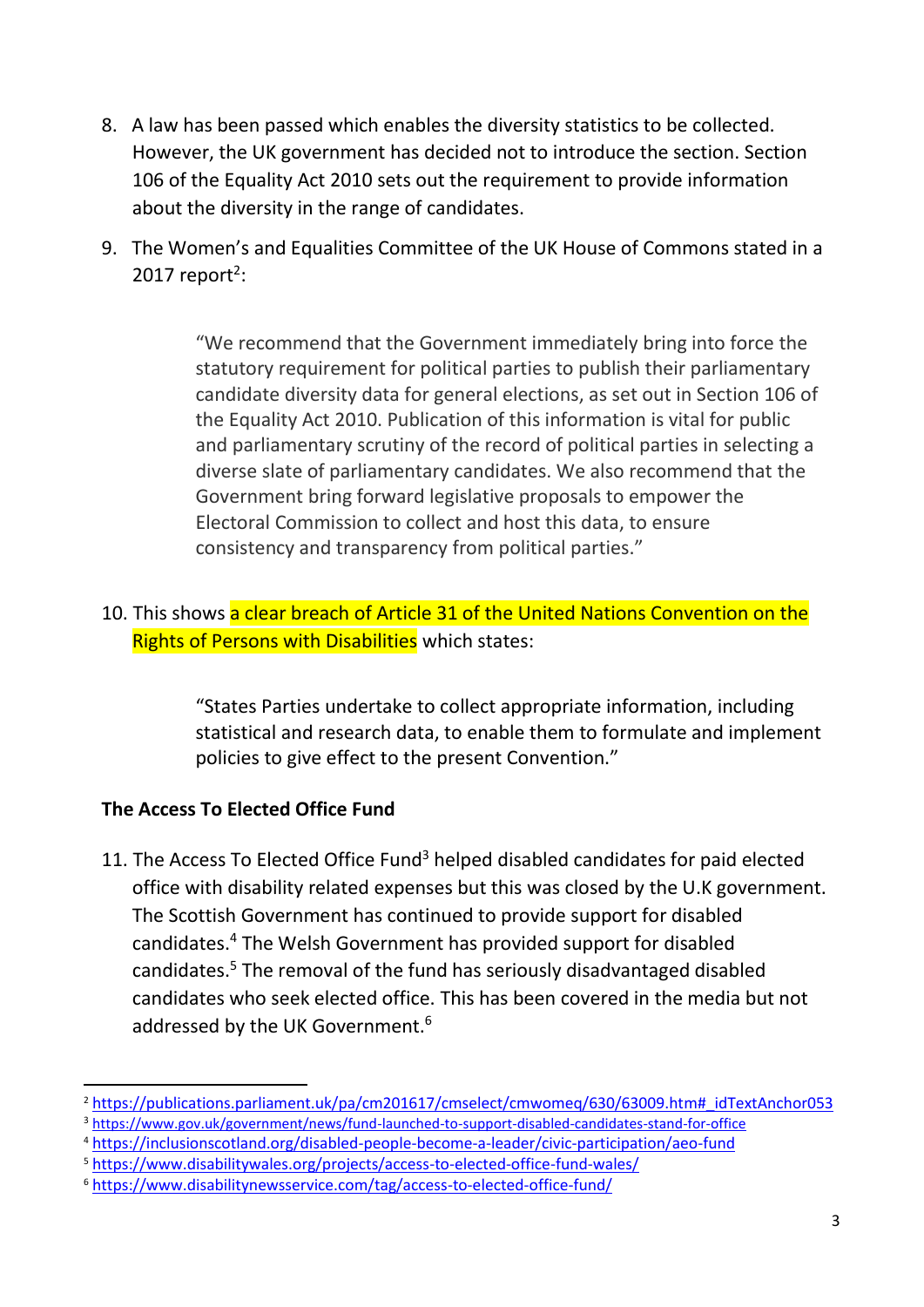8. A law has been passed which enables the diversity statistics to be collected. However, the UK government has decided not to introduce the section. Section 106 of the Equality Act 2010 sets out the requirement to provide information about the diversity in the range of candidates.

9. The Women's and Equalities Committee of the UK House of Commons stated in a 2017 report[2]:

> "We recommend that the Government immediately bring into force the statutory requirement for political parties to publish their parliamentary candidate diversity data for general elections, as set out in Section 106 of the Equality Act 2010. Publication of this information is vital for public and parliamentary scrutiny of the record of political parties in selecting a diverse slate of parliamentary candidates. We also recommend that the Government bring forward legislative proposals to empower the Electoral Commission to collect and host this data, to ensure consistency and transparency from political parties."

10. This shows a clear breach of Article 31 of the United Nations Convention on the Rights of Persons with Disabilities which states:

> "States Parties undertake to collect appropriate information, including statistical and research data, to enable them to formulate and implement policies to give effect to the present Convention."

**The Access To Elected Office Fund**

11. The Access To Elected Office Fund[3] helped disabled candidates for paid elected office with disability related expenses but this was closed by the U.K government. The Scottish Government has continued to provide support for disabled candidates.[4] The Welsh Government has provided support for disabled candidates.[5] The removal of the fund has seriously disadvantaged disabled candidates who seek elected office. This has been covered in the media but not addressed by the UK Government.[6]

---

[2] https://publications.parliament.uk/pa/cm201617/cmselect/cmwomeq/630/63009.htm#_idTextAnchor053
[3] https://www.gov.uk/government/news/fund-launched-to-support-disabled-candidates-stand-for-office
[4] https://inclusionscotland.org/disabled-people-become-a-leader/civic-participation/aeo-fund
[5] https://www.disabilitywales.org/projects/access-to-elected-office-fund-wales/
[6] https://www.disabilitynewsservice.com/tag/access-to-elected-office-fund/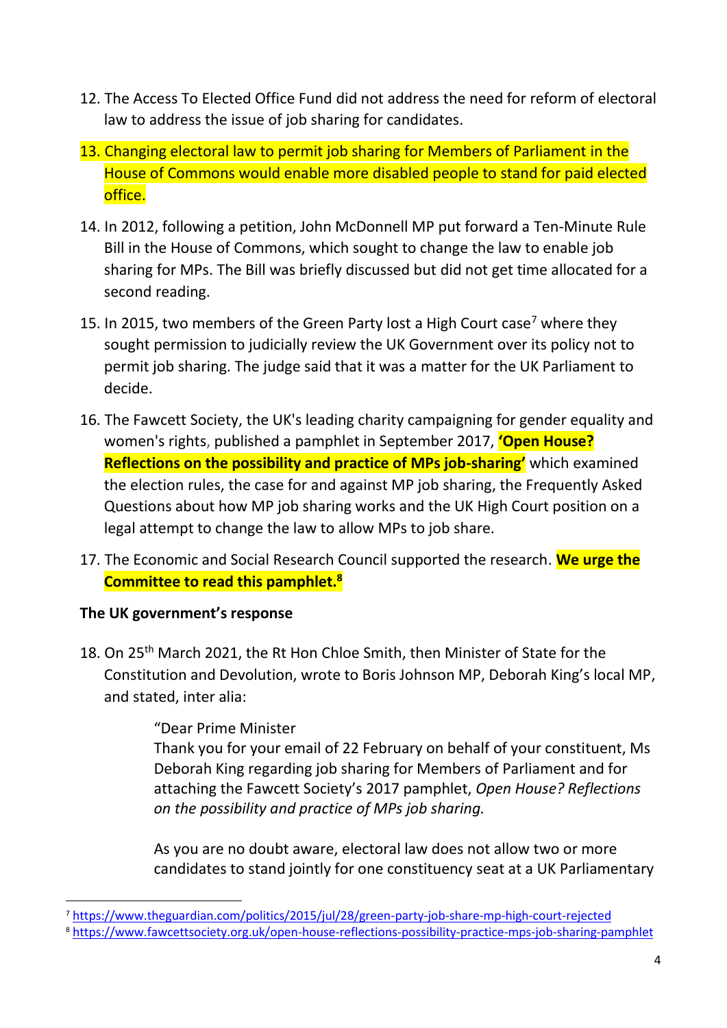12. The Access To Elected Office Fund did not address the need for reform of electoral law to address the issue of job sharing for candidates.

13. Changing electoral law to permit job sharing for Members of Parliament in the House of Commons would enable more disabled people to stand for paid elected office.

14. In 2012, following a petition, John McDonnell MP put forward a Ten-Minute Rule Bill in the House of Commons, which sought to change the law to enable job sharing for MPs. The Bill was briefly discussed but did not get time allocated for a second reading.

15. In 2015, two members of the Green Party lost a High Court case[7] where they sought permission to judicially review the UK Government over its policy not to permit job sharing. The judge said that it was a matter for the UK Parliament to decide.

16. The Fawcett Society, the UK's leading charity campaigning for gender equality and women's rights, published a pamphlet in September 2017, **'Open House? Reflections on the possibility and practice of MPs job-sharing'** which examined the election rules, the case for and against MP job sharing, the Frequently Asked Questions about how MP job sharing works and the UK High Court position on a legal attempt to change the law to allow MPs to job share.

17. The Economic and Social Research Council supported the research. **We urge the Committee to read this pamphlet.[8]**

**The UK government's response**

18. On 25th March 2021, the Rt Hon Chloe Smith, then Minister of State for the Constitution and Devolution, wrote to Boris Johnson MP, Deborah King's local MP, and stated, inter alia:

> "Dear Prime Minister
> Thank you for your email of 22 February on behalf of your constituent, Ms Deborah King regarding job sharing for Members of Parliament and for attaching the Fawcett Society's 2017 pamphlet, *Open House? Reflections on the possibility and practice of MPs job sharing.*
>
> As you are no doubt aware, electoral law does not allow two or more candidates to stand jointly for one constituency seat at a UK Parliamentary

[7] https://www.theguardian.com/politics/2015/jul/28/green-party-job-share-mp-high-court-rejected

[8] https://www.fawcettsociety.org.uk/open-house-reflections-possibility-practice-mps-job-sharing-pamphlet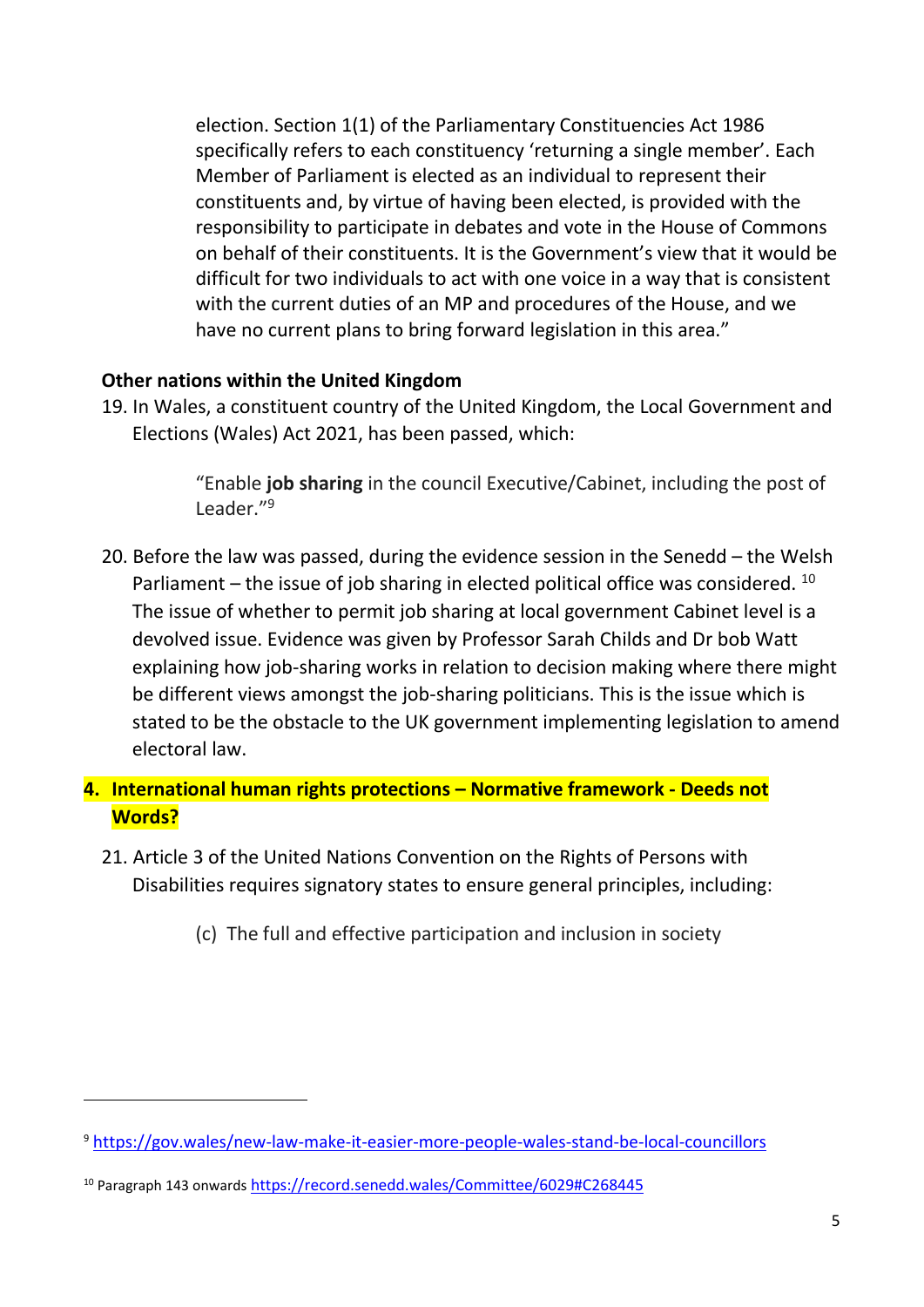election. Section 1(1) of the Parliamentary Constituencies Act 1986 specifically refers to each constituency 'returning a single member'. Each Member of Parliament is elected as an individual to represent their constituents and, by virtue of having been elected, is provided with the responsibility to participate in debates and vote in the House of Commons on behalf of their constituents. It is the Government's view that it would be difficult for two individuals to act with one voice in a way that is consistent with the current duties of an MP and procedures of the House, and we have no current plans to bring forward legislation in this area."

**Other nations within the United Kingdom**

19. In Wales, a constituent country of the United Kingdom, the Local Government and Elections (Wales) Act 2021, has been passed, which:

> "Enable **job sharing** in the council Executive/Cabinet, including the post of Leader."[9]

20. Before the law was passed, during the evidence session in the Senedd – the Welsh Parliament – the issue of job sharing in elected political office was considered. [10] The issue of whether to permit job sharing at local government Cabinet level is a devolved issue. Evidence was given by Professor Sarah Childs and Dr bob Watt explaining how job-sharing works in relation to decision making where there might be different views amongst the job-sharing politicians. This is the issue which is stated to be the obstacle to the UK government implementing legislation to amend electoral law.

## 4. International human rights protections – Normative framework - Deeds not Words?

21. Article 3 of the United Nations Convention on the Rights of Persons with Disabilities requires signatory states to ensure general principles, including:

> (c) The full and effective participation and inclusion in society

---

[9] https://gov.wales/new-law-make-it-easier-more-people-wales-stand-be-local-councillors

[10] Paragraph 143 onwards https://record.senedd.wales/Committee/6029#C268445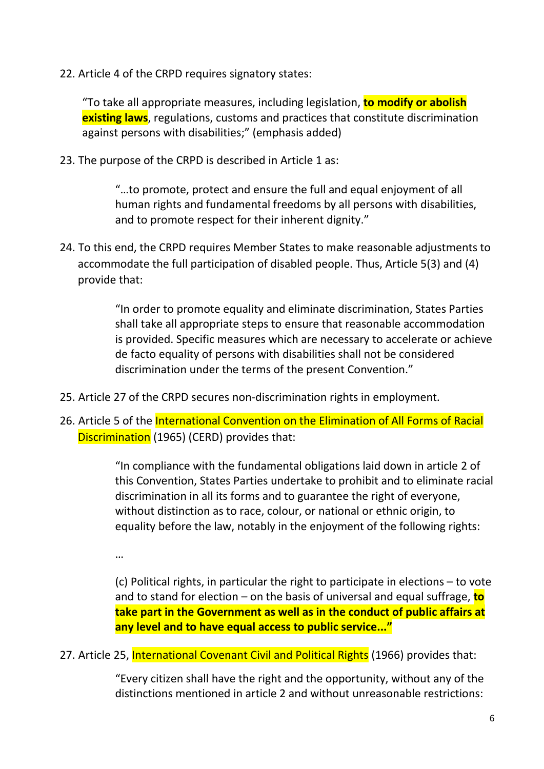22. Article 4 of the CRPD requires signatory states:

    "To take all appropriate measures, including legislation, **to modify or abolish existing laws**, regulations, customs and practices that constitute discrimination against persons with disabilities;" (emphasis added)

23. The purpose of the CRPD is described in Article 1 as:

    > "…to promote, protect and ensure the full and equal enjoyment of all human rights and fundamental freedoms by all persons with disabilities, and to promote respect for their inherent dignity."

24. To this end, the CRPD requires Member States to make reasonable adjustments to accommodate the full participation of disabled people. Thus, Article 5(3) and (4) provide that:

    > "In order to promote equality and eliminate discrimination, States Parties shall take all appropriate steps to ensure that reasonable accommodation is provided. Specific measures which are necessary to accelerate or achieve de facto equality of persons with disabilities shall not be considered discrimination under the terms of the present Convention."

25. Article 27 of the CRPD secures non-discrimination rights in employment.

26. Article 5 of the International Convention on the Elimination of All Forms of Racial Discrimination (1965) (CERD) provides that:

    > "In compliance with the fundamental obligations laid down in article 2 of this Convention, States Parties undertake to prohibit and to eliminate racial discrimination in all its forms and to guarantee the right of everyone, without distinction as to race, colour, or national or ethnic origin, to equality before the law, notably in the enjoyment of the following rights:
    >
    > …
    >
    > (c) Political rights, in particular the right to participate in elections – to vote and to stand for election – on the basis of universal and equal suffrage, **to take part in the Government as well as in the conduct of public affairs at any level and to have equal access to public service..."**

27. Article 25, International Covenant Civil and Political Rights (1966) provides that:

    > "Every citizen shall have the right and the opportunity, without any of the distinctions mentioned in article 2 and without unreasonable restrictions: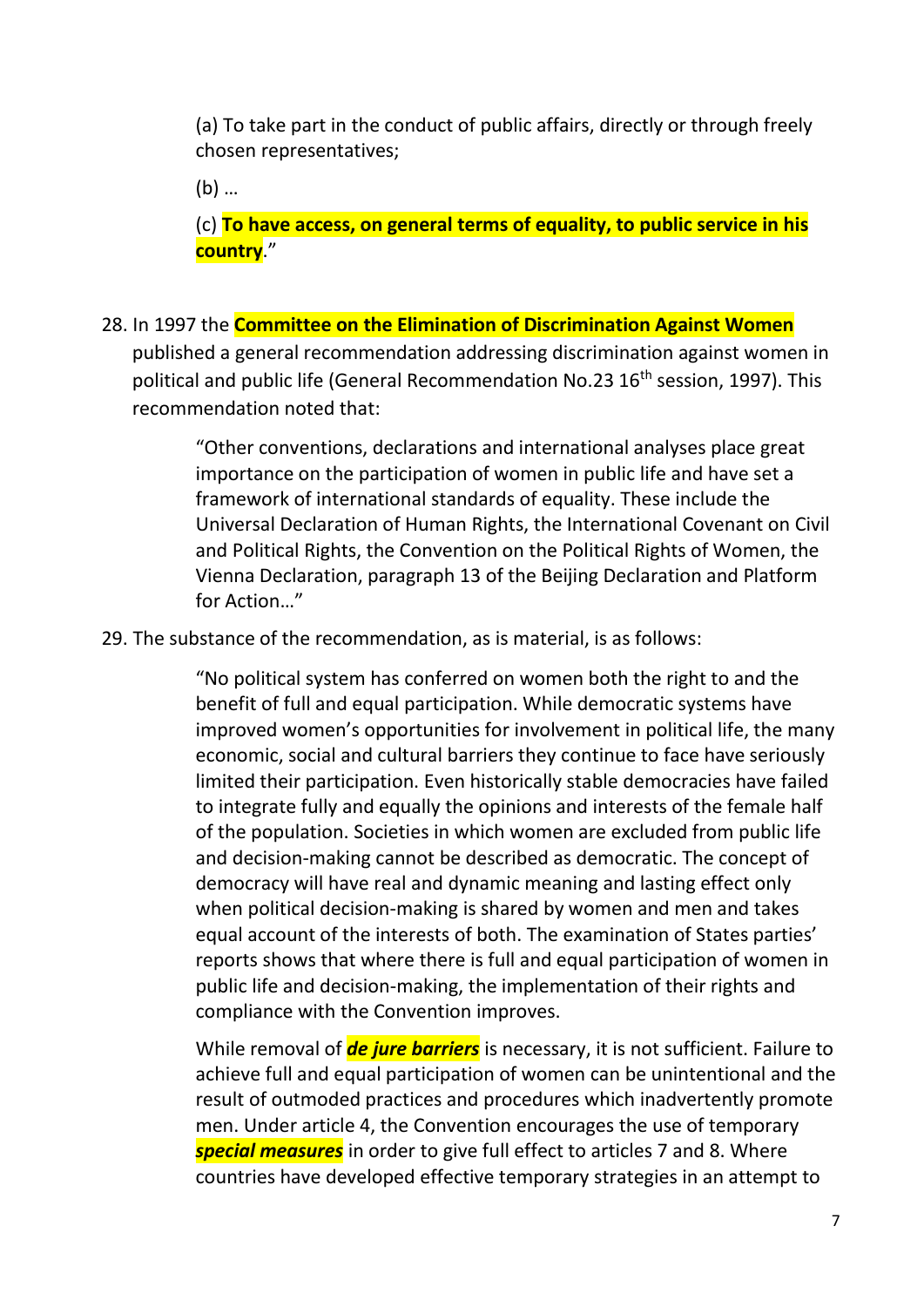> (a) To take part in the conduct of public affairs, directly or through freely chosen representatives;
>
> (b) …
>
> (c) **To have access, on general terms of equality, to public service in his country**."

28. In 1997 the **Committee on the Elimination of Discrimination Against Women** published a general recommendation addressing discrimination against women in political and public life (General Recommendation No.23 16th session, 1997). This recommendation noted that:

> "Other conventions, declarations and international analyses place great importance on the participation of women in public life and have set a framework of international standards of equality. These include the Universal Declaration of Human Rights, the International Covenant on Civil and Political Rights, the Convention on the Political Rights of Women, the Vienna Declaration, paragraph 13 of the Beijing Declaration and Platform for Action…"

29. The substance of the recommendation, as is material, is as follows:

> "No political system has conferred on women both the right to and the benefit of full and equal participation. While democratic systems have improved women's opportunities for involvement in political life, the many economic, social and cultural barriers they continue to face have seriously limited their participation. Even historically stable democracies have failed to integrate fully and equally the opinions and interests of the female half of the population. Societies in which women are excluded from public life and decision-making cannot be described as democratic. The concept of democracy will have real and dynamic meaning and lasting effect only when political decision-making is shared by women and men and takes equal account of the interests of both. The examination of States parties' reports shows that where there is full and equal participation of women in public life and decision-making, the implementation of their rights and compliance with the Convention improves.
>
> While removal of ***de jure barriers*** is necessary, it is not sufficient. Failure to achieve full and equal participation of women can be unintentional and the result of outmoded practices and procedures which inadvertently promote men. Under article 4, the Convention encourages the use of temporary ***special measures*** in order to give full effect to articles 7 and 8. Where countries have developed effective temporary strategies in an attempt to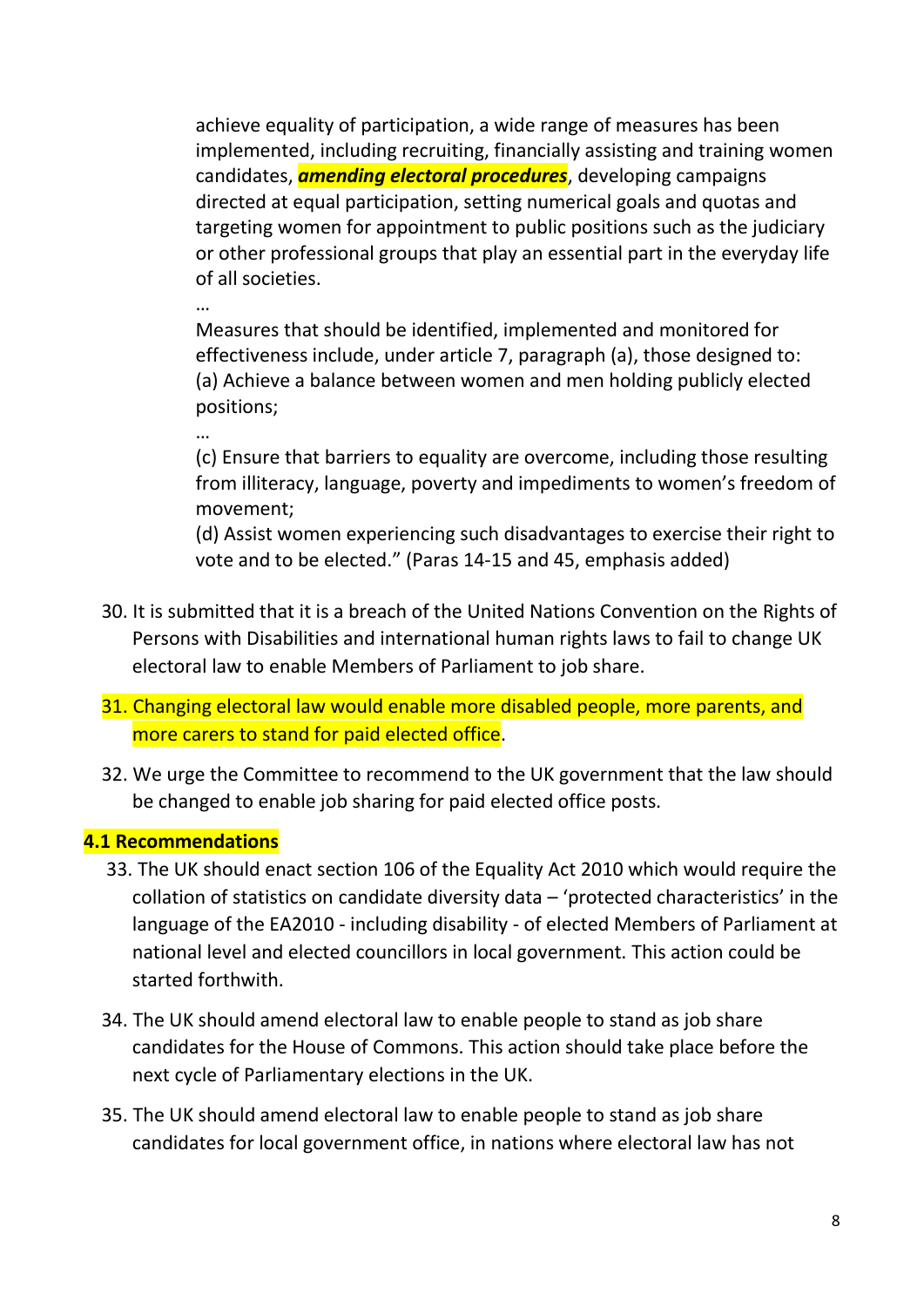> achieve equality of participation, a wide range of measures has been implemented, including recruiting, financially assisting and training women candidates, ***amending electoral procedures***, developing campaigns directed at equal participation, setting numerical goals and quotas and targeting women for appointment to public positions such as the judiciary or other professional groups that play an essential part in the everyday life of all societies.
>
> …
>
> Measures that should be identified, implemented and monitored for effectiveness include, under article 7, paragraph (a), those designed to:
> (a) Achieve a balance between women and men holding publicly elected positions;
>
> …
>
> (c) Ensure that barriers to equality are overcome, including those resulting from illiteracy, language, poverty and impediments to women's freedom of movement;
> (d) Assist women experiencing such disadvantages to exercise their right to vote and to be elected." (Paras 14-15 and 45, emphasis added)

30. It is submitted that it is a breach of the United Nations Convention on the Rights of Persons with Disabilities and international human rights laws to fail to change UK electoral law to enable Members of Parliament to job share.

31. Changing electoral law would enable more disabled people, more parents, and more carers to stand for paid elected office.

32. We urge the Committee to recommend to the UK government that the law should be changed to enable job sharing for paid elected office posts.

**4.1 Recommendations**

33. The UK should enact section 106 of the Equality Act 2010 which would require the collation of statistics on candidate diversity data – 'protected characteristics' in the language of the EA2010 - including disability - of elected Members of Parliament at national level and elected councillors in local government. This action could be started forthwith.

34. The UK should amend electoral law to enable people to stand as job share candidates for the House of Commons. This action should take place before the next cycle of Parliamentary elections in the UK.

35. The UK should amend electoral law to enable people to stand as job share candidates for local government office, in nations where electoral law has not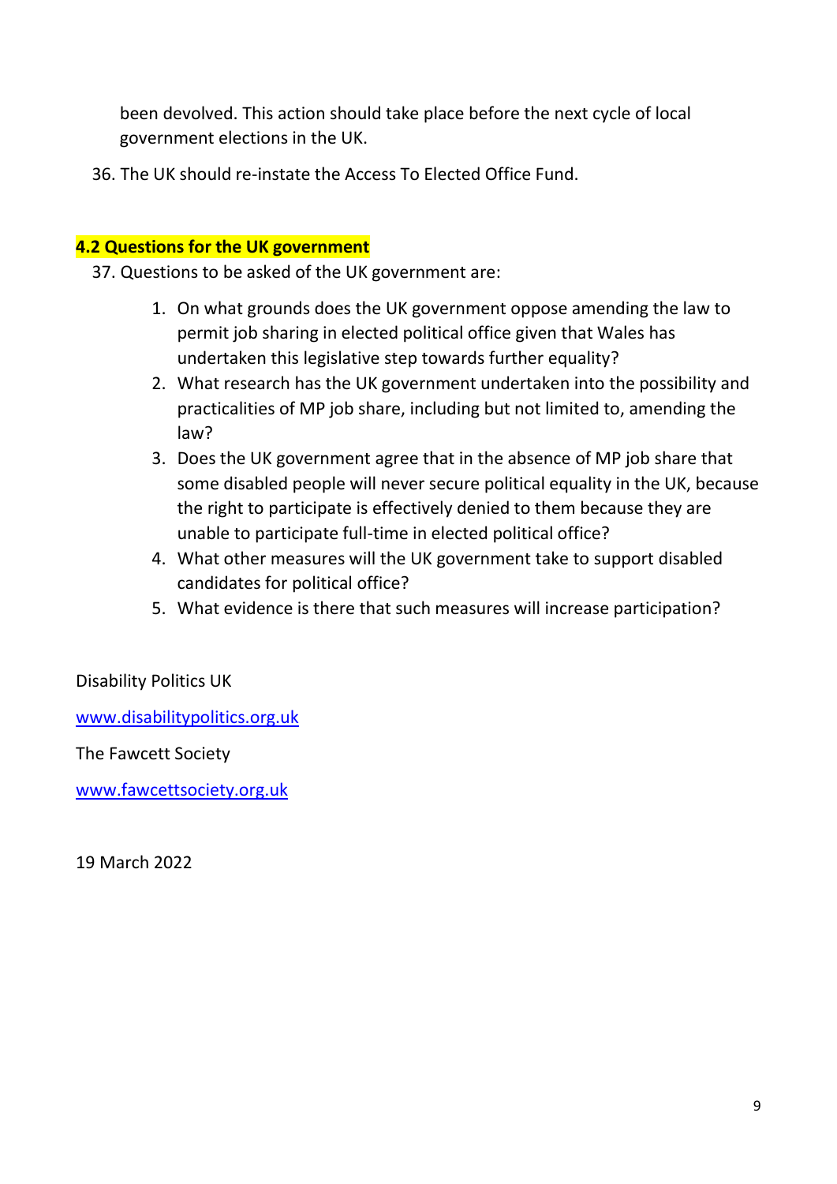been devolved. This action should take place before the next cycle of local government elections in the UK.

36. The UK should re-instate the Access To Elected Office Fund.

## 4.2 Questions for the UK government

37. Questions to be asked of the UK government are:

    1. On what grounds does the UK government oppose amending the law to permit job sharing in elected political office given that Wales has undertaken this legislative step towards further equality?
    2. What research has the UK government undertaken into the possibility and practicalities of MP job share, including but not limited to, amending the law?
    3. Does the UK government agree that in the absence of MP job share that some disabled people will never secure political equality in the UK, because the right to participate is effectively denied to them because they are unable to participate full-time in elected political office?
    4. What other measures will the UK government take to support disabled candidates for political office?
    5. What evidence is there that such measures will increase participation?

Disability Politics UK

[www.disabilitypolitics.org.uk](http://www.disabilitypolitics.org.uk)

The Fawcett Society

[www.fawcettsociety.org.uk](http://www.fawcettsociety.org.uk)

19 March 2022